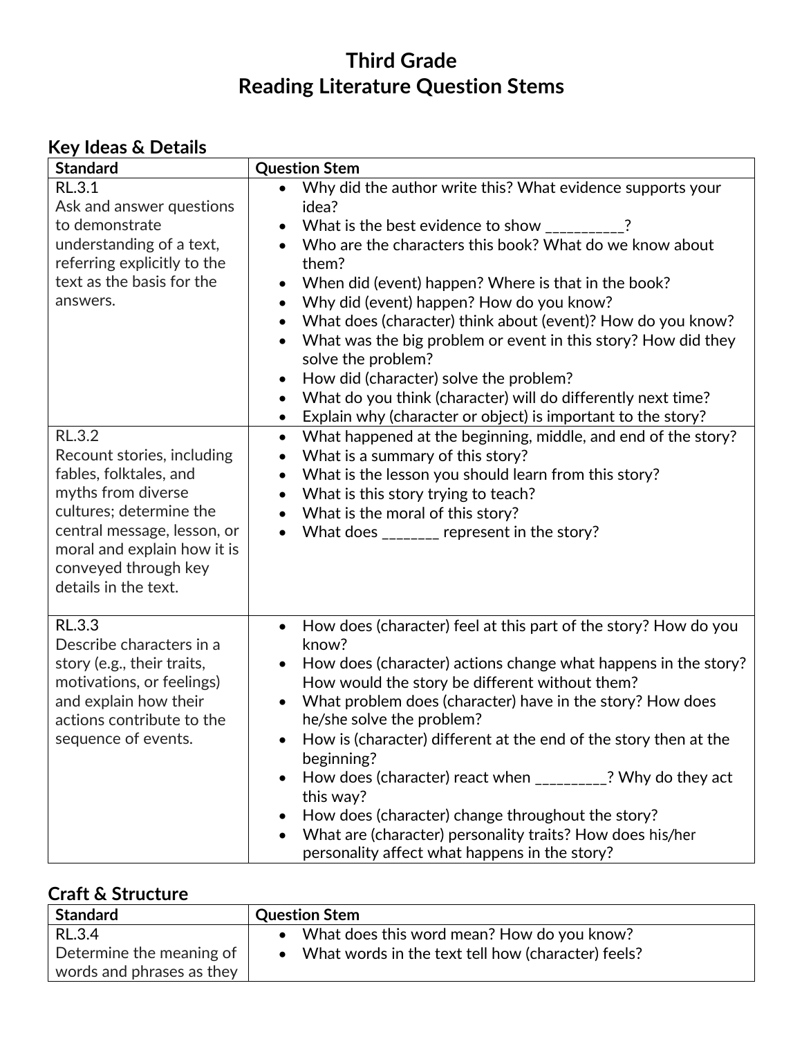# Third Grade
# Reading Literature Question Stems

## Key Ideas & Details

| Standard | Question Stem |
| --- | --- |
| RL.3.1<br>Ask and answer questions to demonstrate understanding of a text, referring explicitly to the text as the basis for the answers. | • Why did the author write this? What evidence supports your idea?<br>• What is the best evidence to show __________?<br>• Who are the characters this book? What do we know about them?<br>• When did (event) happen? Where is that in the book?<br>• Why did (event) happen? How do you know?<br>• What does (character) think about (event)? How do you know?<br>• What was the big problem or event in this story? How did they solve the problem?<br>• How did (character) solve the problem?<br>• What do you think (character) will do differently next time?<br>• Explain why (character or object) is important to the story? |
| RL.3.2<br>Recount stories, including fables, folktales, and myths from diverse cultures; determine the central message, lesson, or moral and explain how it is conveyed through key details in the text. | • What happened at the beginning, middle, and end of the story?<br>• What is a summary of this story?<br>• What is the lesson you should learn from this story?<br>• What is this story trying to teach?<br>• What is the moral of this story?<br>• What does _______ represent in the story? |
| RL.3.3<br>Describe characters in a story (e.g., their traits, motivations, or feelings) and explain how their actions contribute to the sequence of events. | • How does (character) feel at this part of the story? How do you know?<br>• How does (character) actions change what happens in the story? How would the story be different without them?<br>• What problem does (character) have in the story? How does he/she solve the problem?<br>• How is (character) different at the end of the story then at the beginning?<br>• How does (character) react when _________? Why do they act this way?<br>• How does (character) change throughout the story?<br>• What are (character) personality traits? How does his/her personality affect what happens in the story? |

## Craft & Structure

| Standard | Question Stem |
| --- | --- |
| RL.3.4<br>Determine the meaning of words and phrases as they | • What does this word mean? How do you know?<br>• What words in the text tell how (character) feels? |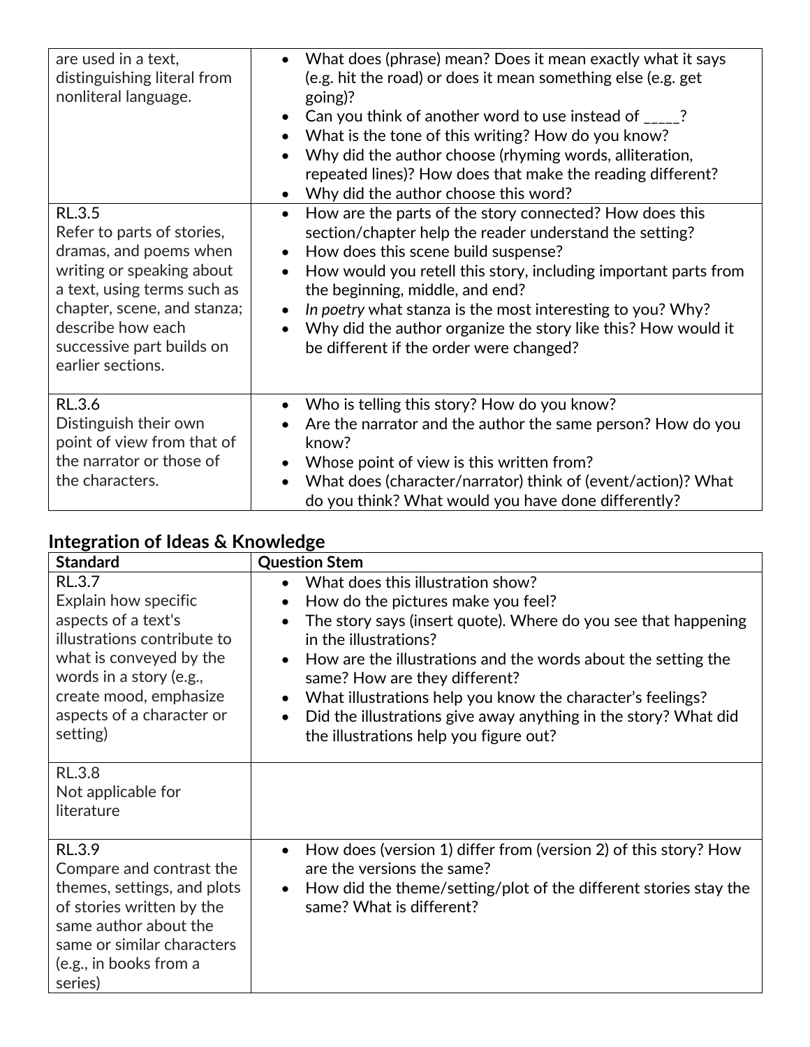| Standard | Question Stem |
|---|---|
| are used in a text, distinguishing literal from nonliteral language. | • What does (phrase) mean? Does it mean exactly what it says (e.g. hit the road) or does it mean something else (e.g. get going)?<br>• Can you think of another word to use instead of _____?<br>• What is the tone of this writing? How do you know?<br>• Why did the author choose (rhyming words, alliteration, repeated lines)? How does that make the reading different?<br>• Why did the author choose this word? |
| RL.3.5<br>Refer to parts of stories, dramas, and poems when writing or speaking about a text, using terms such as chapter, scene, and stanza; describe how each successive part builds on earlier sections. | • How are the parts of the story connected? How does this section/chapter help the reader understand the setting?<br>• How does this scene build suspense?<br>• How would you retell this story, including important parts from the beginning, middle, and end?<br>• *In poetry* what stanza is the most interesting to you? Why?<br>• Why did the author organize the story like this? How would it be different if the order were changed? |
| RL.3.6<br>Distinguish their own point of view from that of the narrator or those of the characters. | • Who is telling this story? How do you know?<br>• Are the narrator and the author the same person? How do you know?<br>• Whose point of view is this written from?<br>• What does (character/narrator) think of (event/action)? What do you think? What would you have done differently? |

## Integration of Ideas & Knowledge

| Standard | Question Stem |
|---|---|
| RL.3.7<br>Explain how specific aspects of a text's illustrations contribute to what is conveyed by the words in a story (e.g., create mood, emphasize aspects of a character or setting) | • What does this illustration show?<br>• How do the pictures make you feel?<br>• The story says (insert quote). Where do you see that happening in the illustrations?<br>• How are the illustrations and the words about the setting the same? How are they different?<br>• What illustrations help you know the character's feelings?<br>• Did the illustrations give away anything in the story? What did the illustrations help you figure out? |
| RL.3.8<br>Not applicable for literature | |
| RL.3.9<br>Compare and contrast the themes, settings, and plots of stories written by the same author about the same or similar characters (e.g., in books from a series) | • How does (version 1) differ from (version 2) of this story? How are the versions the same?<br>• How did the theme/setting/plot of the different stories stay the same? What is different? |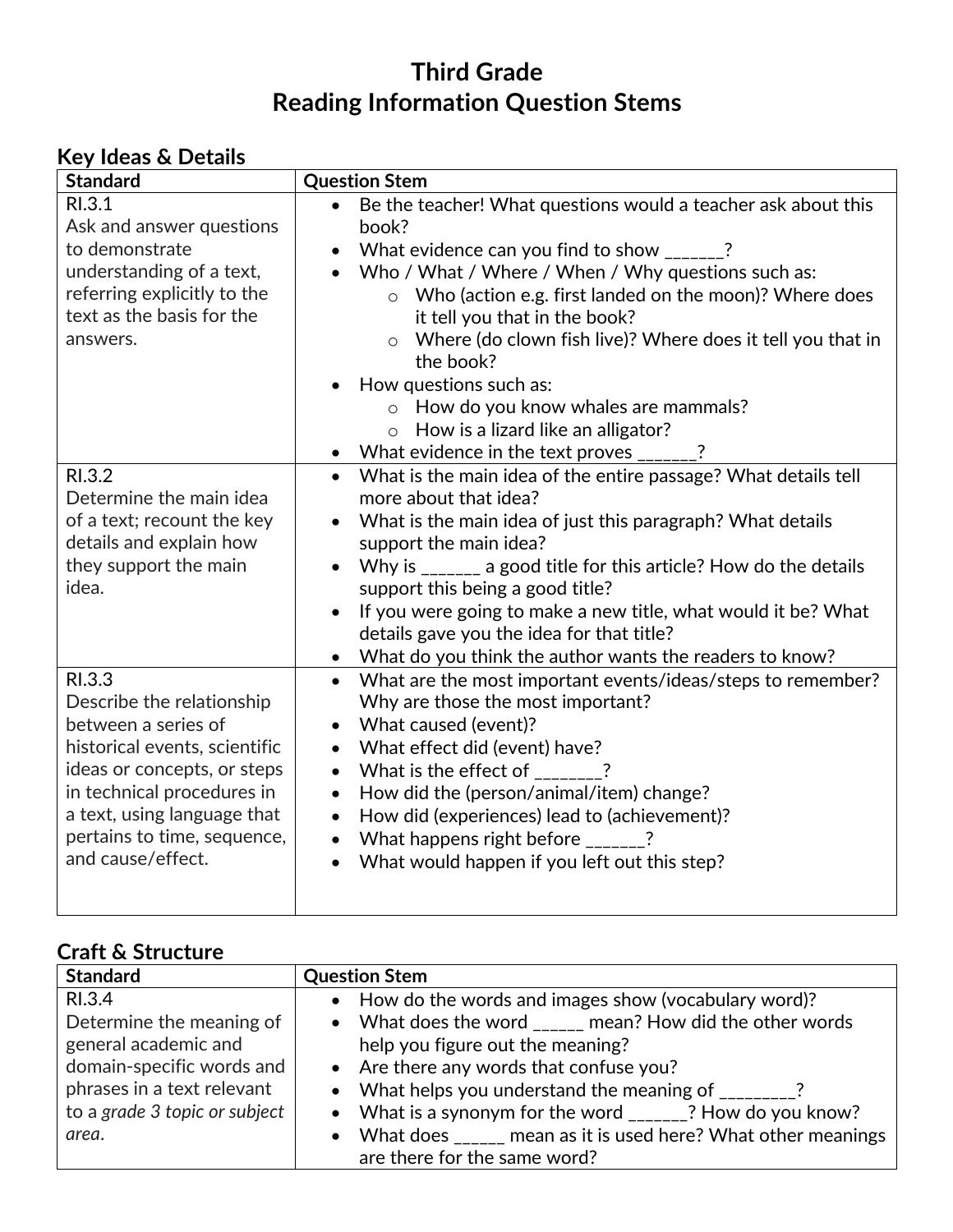# Third Grade
# Reading Information Question Stems

## Key Ideas & Details

| Standard | Question Stem |
|---|---|
| RI.3.1<br>Ask and answer questions to demonstrate understanding of a text, referring explicitly to the text as the basis for the answers. | • Be the teacher! What questions would a teacher ask about this book?<br>• What evidence can you find to show _______?<br>• Who / What / Where / When / Why questions such as:<br>  ○ Who (action e.g. first landed on the moon)? Where does it tell you that in the book?<br>  ○ Where (do clown fish live)? Where does it tell you that in the book?<br>• How questions such as:<br>  ○ How do you know whales are mammals?<br>  ○ How is a lizard like an alligator?<br>• What evidence in the text proves _______? |
| RI.3.2<br>Determine the main idea of a text; recount the key details and explain how they support the main idea. | • What is the main idea of the entire passage? What details tell more about that idea?<br>• What is the main idea of just this paragraph? What details support the main idea?<br>• Why is _______ a good title for this article? How do the details support this being a good title?<br>• If you were going to make a new title, what would it be? What details gave you the idea for that title?<br>• What do you think the author wants the readers to know? |
| RI.3.3<br>Describe the relationship between a series of historical events, scientific ideas or concepts, or steps in technical procedures in a text, using language that pertains to time, sequence, and cause/effect. | • What are the most important events/ideas/steps to remember? Why are those the most important?<br>• What caused (event)?<br>• What effect did (event) have?<br>• What is the effect of ________?<br>• How did the (person/animal/item) change?<br>• How did (experiences) lead to (achievement)?<br>• What happens right before _______?<br>• What would happen if you left out this step? |

## Craft & Structure

| Standard | Question Stem |
|---|---|
| RI.3.4<br>Determine the meaning of general academic and domain-specific words and phrases in a text relevant to a *grade 3 topic or subject area*. | • How do the words and images show (vocabulary word)?<br>• What does the word ______ mean? How did the other words help you figure out the meaning?<br>• Are there any words that confuse you?<br>• What helps you understand the meaning of _________?<br>• What is a synonym for the word _______? How do you know?<br>• What does ______ mean as it is used here? What other meanings are there for the same word? |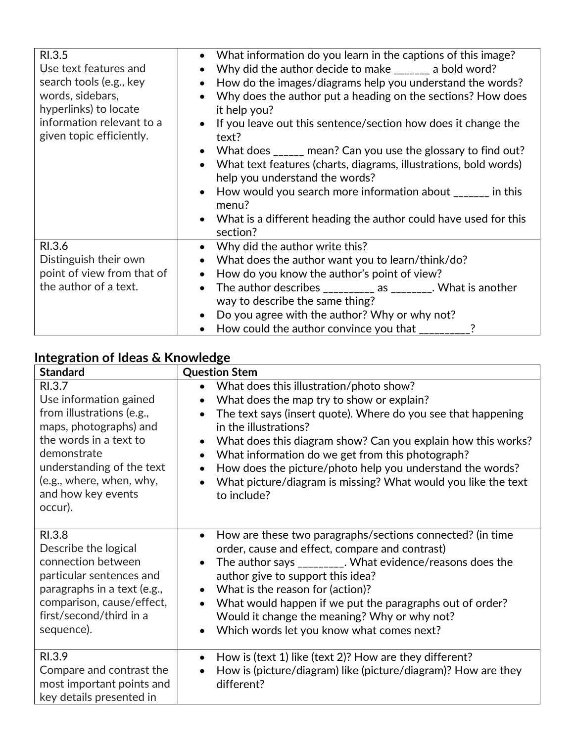| Standard | Question Stem |
|---|---|
| RI.3.5<br>Use text features and search tools (e.g., key words, sidebars, hyperlinks) to locate information relevant to a given topic efficiently. | • What information do you learn in the captions of this image?<br>• Why did the author decide to make _______ a bold word?<br>• How do the images/diagrams help you understand the words?<br>• Why does the author put a heading on the sections? How does it help you?<br>• If you leave out this sentence/section how does it change the text?<br>• What does ______ mean? Can you use the glossary to find out?<br>• What text features (charts, diagrams, illustrations, bold words) help you understand the words?<br>• How would you search more information about _______ in this menu?<br>• What is a different heading the author could have used for this section? |
| RI.3.6<br>Distinguish their own point of view from that of the author of a text. | • Why did the author write this?<br>• What does the author want you to learn/think/do?<br>• How do you know the author's point of view?<br>• The author describes _________ as ________. What is another way to describe the same thing?<br>• Do you agree with the author? Why or why not?<br>• How could the author convince you that _________? |

## Integration of Ideas & Knowledge

| Standard | Question Stem |
|---|---|
| RI.3.7<br>Use information gained from illustrations (e.g., maps, photographs) and the words in a text to demonstrate understanding of the text (e.g., where, when, why, and how key events occur). | • What does this illustration/photo show?<br>• What does the map try to show or explain?<br>• The text says (insert quote). Where do you see that happening in the illustrations?<br>• What does this diagram show? Can you explain how this works?<br>• What information do we get from this photograph?<br>• How does the picture/photo help you understand the words?<br>• What picture/diagram is missing? What would you like the text to include? |
| RI.3.8<br>Describe the logical connection between particular sentences and paragraphs in a text (e.g., comparison, cause/effect, first/second/third in a sequence). | • How are these two paragraphs/sections connected? (in time order, cause and effect, compare and contrast)<br>• The author says _________. What evidence/reasons does the author give to support this idea?<br>• What is the reason for (action)?<br>• What would happen if we put the paragraphs out of order? Would it change the meaning? Why or why not?<br>• Which words let you know what comes next? |
| RI.3.9<br>Compare and contrast the most important points and key details presented in | • How is (text 1) like (text 2)? How are they different?<br>• How is (picture/diagram) like (picture/diagram)? How are they different? |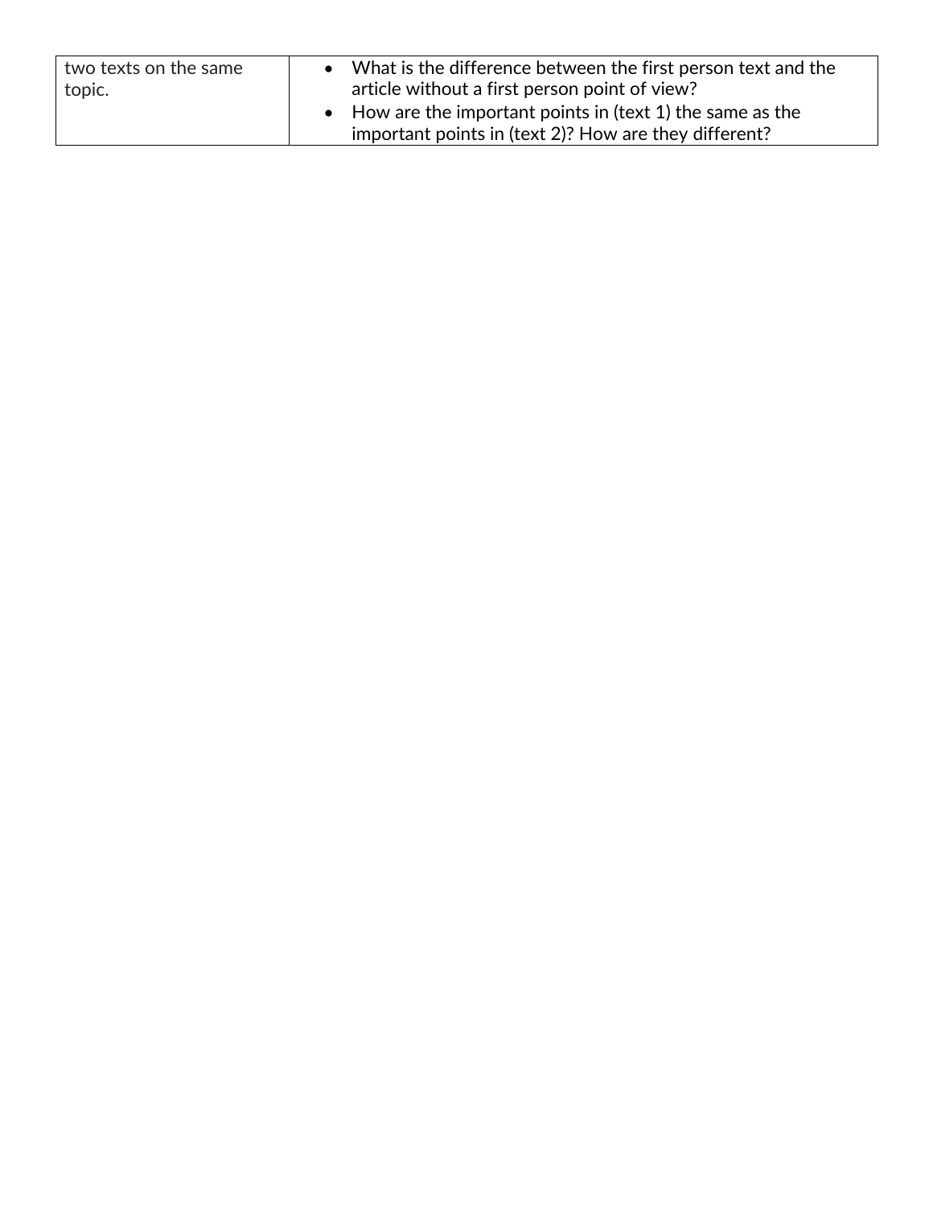| | |
|---|---|
| two texts on the same topic. | • What is the difference between the first person text and the article without a first person point of view?<br>• How are the important points in (text 1) the same as the important points in (text 2)? How are they different? |